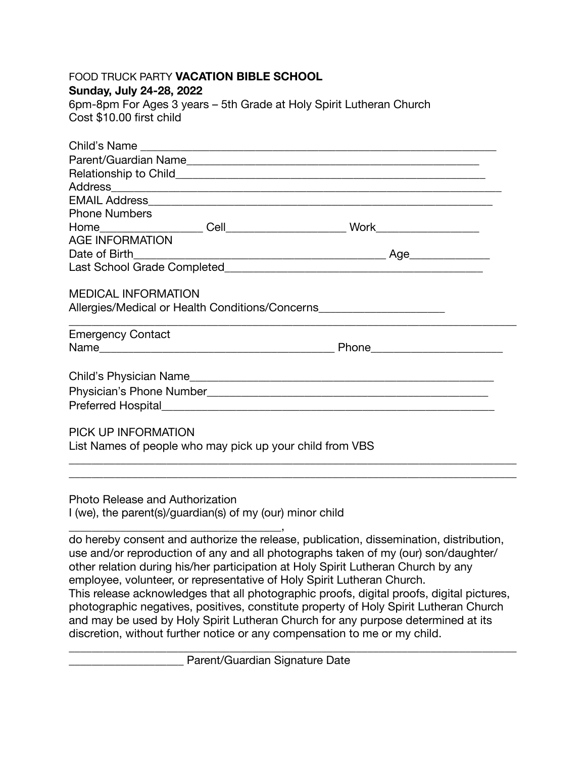FOOD TRUCK PARTY **VACATION BIBLE SCHOOL**
**Sunday, July 24-28, 2022**
6pm-8pm For Ages 3 years – 5th Grade at Holy Spirit Lutheran Church
Cost $10.00 first child

Child's Name ______________________________________________________________
Parent/Guardian Name_____________________________________________________
Relationship to Child_______________________________________________________
Address_________________________________________________________________
EMAIL Address____________________________________________________________
Phone Numbers
Home_________________ Cell____________________ Work_________________
AGE INFORMATION
Date of Birth_________________________________________ Age______________
Last School Grade Completed___________________________________________

MEDICAL INFORMATION
Allergies/Medical or Health Conditions/Concerns_____________________
_____________________________________________________________________________
Emergency Contact
Name______________________________________ Phone______________________

Child's Physician Name_____________________________________________________
Physician's Phone Number_________________________________________________
Preferred Hospital_________________________________________________________

PICK UP INFORMATION
List Names of people who may pick up your child from VBS
_____________________________________________________________________________
_____________________________________________________________________________

Photo Release and Authorization
I (we), the parent(s)/guardian(s) of my (our) minor child
___________________________________,
do hereby consent and authorize the release, publication, dissemination, distribution, use and/or reproduction of any and all photographs taken of my (our) son/daughter/ other relation during his/her participation at Holy Spirit Lutheran Church by any employee, volunteer, or representative of Holy Spirit Lutheran Church.
This release acknowledges that all photographic proofs, digital proofs, digital pictures, photographic negatives, positives, constitute property of Holy Spirit Lutheran Church and may be used by Holy Spirit Lutheran Church for any purpose determined at its discretion, without further notice or any compensation to me or my child.
_____________________________________________________________________________
___________________ Parent/Guardian Signature Date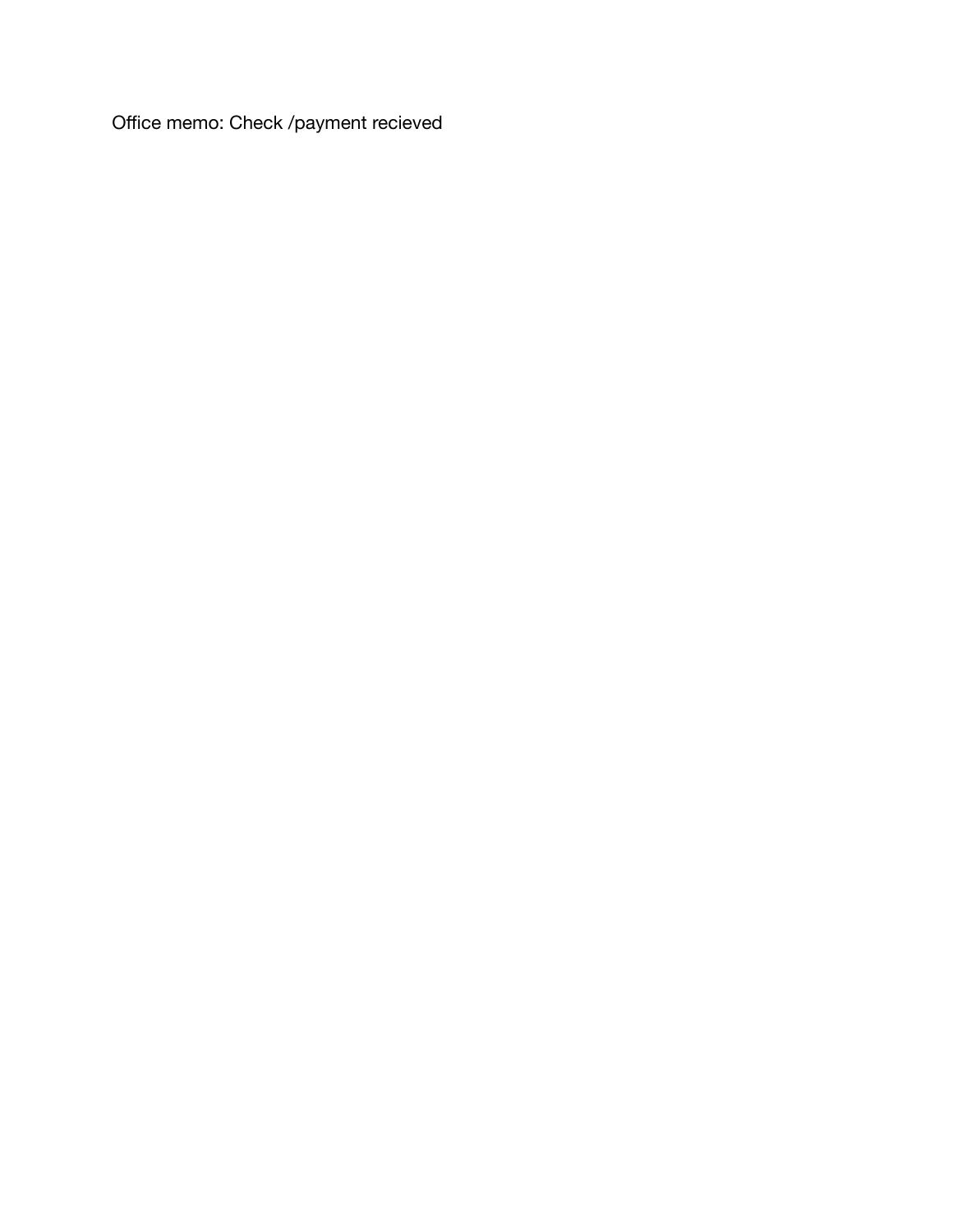Office memo: Check /payment recieved